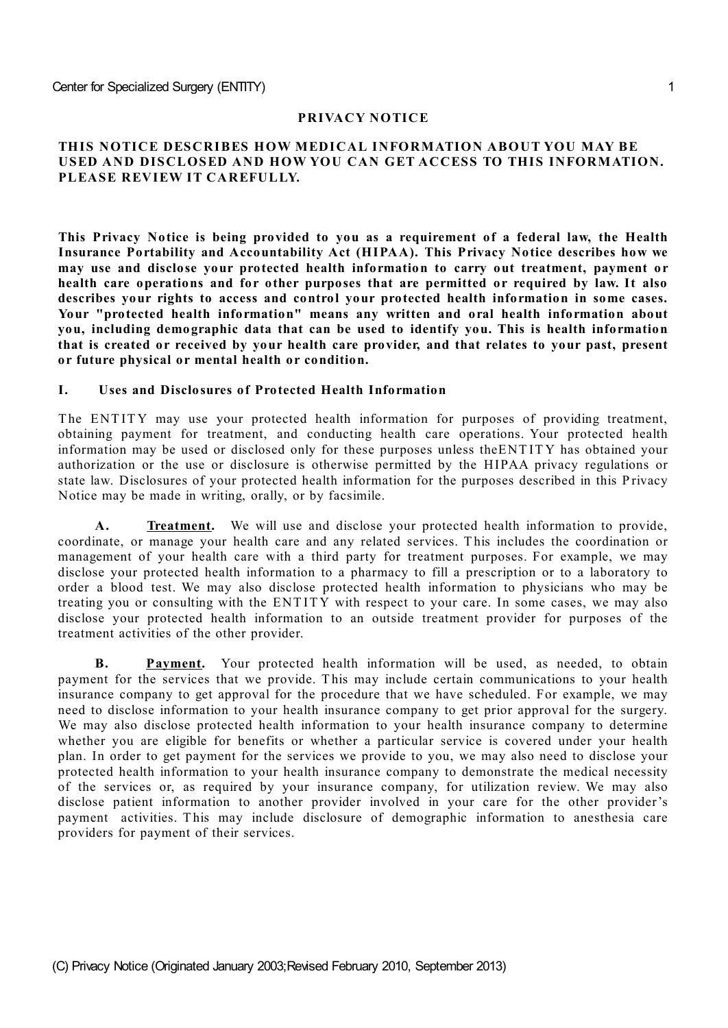# PRIVACY NOTICE

**THIS NOTICE DESCRIBES HOW MEDICAL INFORMATION ABOUT YOU MAY BE USED AND DISCLOSED AND HOW YOU CAN GET ACCESS TO THIS INFORMATION. PLEASE REVIEW IT CAREFULLY.**

**This Privacy Notice is being provided to you as a requirement of a federal law, the Health Insurance Portability and Accountability Act (HIPAA). This Privacy Notice describes how we may use and disclose your protected health information to carry out treatment, payment or health care operations and for other purposes that are permitted or required by law. It also describes your rights to access and control your protected health information in some cases. Your "protected health information" means any written and oral health information about you, including demographic data that can be used to identify you. This is health information that is created or received by your health care provider, and that relates to your past, present or future physical or mental health or condition.**

## I. Uses and Disclosures of Protected Health Information

The ENTITY may use your protected health information for purposes of providing treatment, obtaining payment for treatment, and conducting health care operations. Your protected health information may be used or disclosed only for these purposes unless theENTITY has obtained your authorization or the use or disclosure is otherwise permitted by the HIPAA privacy regulations or state law. Disclosures of your protected health information for the purposes described in this Privacy Notice may be made in writing, orally, or by facsimile.

**A. Treatment.** We will use and disclose your protected health information to provide, coordinate, or manage your health care and any related services. This includes the coordination or management of your health care with a third party for treatment purposes. For example, we may disclose your protected health information to a pharmacy to fill a prescription or to a laboratory to order a blood test. We may also disclose protected health information to physicians who may be treating you or consulting with the ENTITY with respect to your care. In some cases, we may also disclose your protected health information to an outside treatment provider for purposes of the treatment activities of the other provider.

**B. Payment.** Your protected health information will be used, as needed, to obtain payment for the services that we provide. This may include certain communications to your health insurance company to get approval for the procedure that we have scheduled. For example, we may need to disclose information to your health insurance company to get prior approval for the surgery. We may also disclose protected health information to your health insurance company to determine whether you are eligible for benefits or whether a particular service is covered under your health plan. In order to get payment for the services we provide to you, we may also need to disclose your protected health information to your health insurance company to demonstrate the medical necessity of the services or, as required by your insurance company, for utilization review. We may also disclose patient information to another provider involved in your care for the other provider's payment activities. This may include disclosure of demographic information to anesthesia care providers for payment of their services.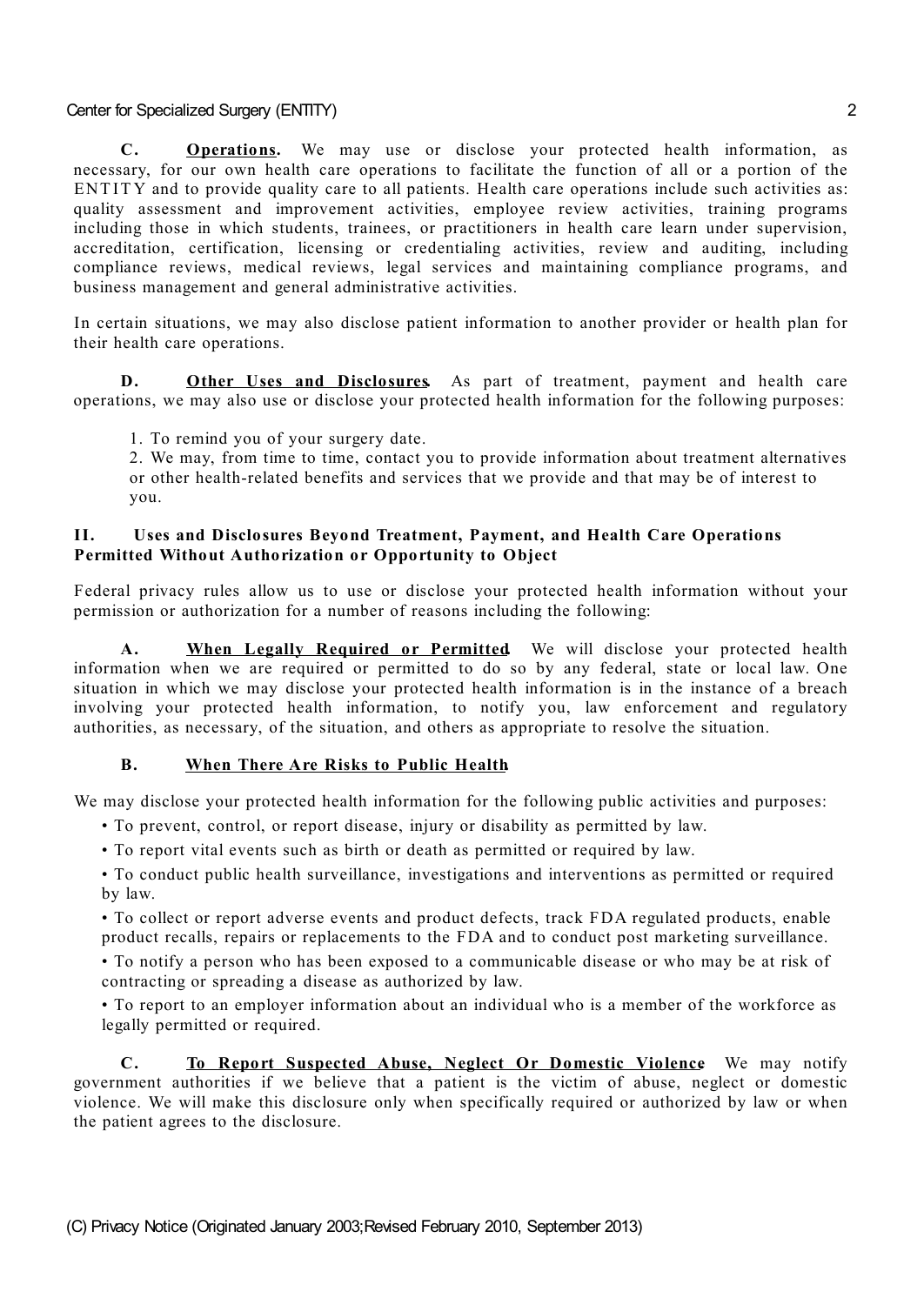**C. Operations.** We may use or disclose your protected health information, as necessary, for our own health care operations to facilitate the function of all or a portion of the ENTITY and to provide quality care to all patients. Health care operations include such activities as: quality assessment and improvement activities, employee review activities, training programs including those in which students, trainees, or practitioners in health care learn under supervision, accreditation, certification, licensing or credentialing activities, review and auditing, including compliance reviews, medical reviews, legal services and maintaining compliance programs, and business management and general administrative activities.

In certain situations, we may also disclose patient information to another provider or health plan for their health care operations.

**D. Other Uses and Disclosures.** As part of treatment, payment and health care operations, we may also use or disclose your protected health information for the following purposes:

1. To remind you of your surgery date.
2. We may, from time to time, contact you to provide information about treatment alternatives or other health-related benefits and services that we provide and that may be of interest to you.

### II. Uses and Disclosures Beyond Treatment, Payment, and Health Care Operations Permitted Without Authorization or Opportunity to Object

Federal privacy rules allow us to use or disclose your protected health information without your permission or authorization for a number of reasons including the following:

**A. When Legally Required or Permitted.** We will disclose your protected health information when we are required or permitted to do so by any federal, state or local law. One situation in which we may disclose your protected health information is in the instance of a breach involving your protected health information, to notify you, law enforcement and regulatory authorities, as necessary, of the situation, and others as appropriate to resolve the situation.

**B. When There Are Risks to Public Health.**

We may disclose your protected health information for the following public activities and purposes:

- To prevent, control, or report disease, injury or disability as permitted by law.
- To report vital events such as birth or death as permitted or required by law.
- To conduct public health surveillance, investigations and interventions as permitted or required by law.
- To collect or report adverse events and product defects, track FDA regulated products, enable product recalls, repairs or replacements to the FDA and to conduct post marketing surveillance.
- To notify a person who has been exposed to a communicable disease or who may be at risk of contracting or spreading a disease as authorized by law.
- To report to an employer information about an individual who is a member of the workforce as legally permitted or required.

**C. To Report Suspected Abuse, Neglect Or Domestic Violence.** We may notify government authorities if we believe that a patient is the victim of abuse, neglect or domestic violence. We will make this disclosure only when specifically required or authorized by law or when the patient agrees to the disclosure.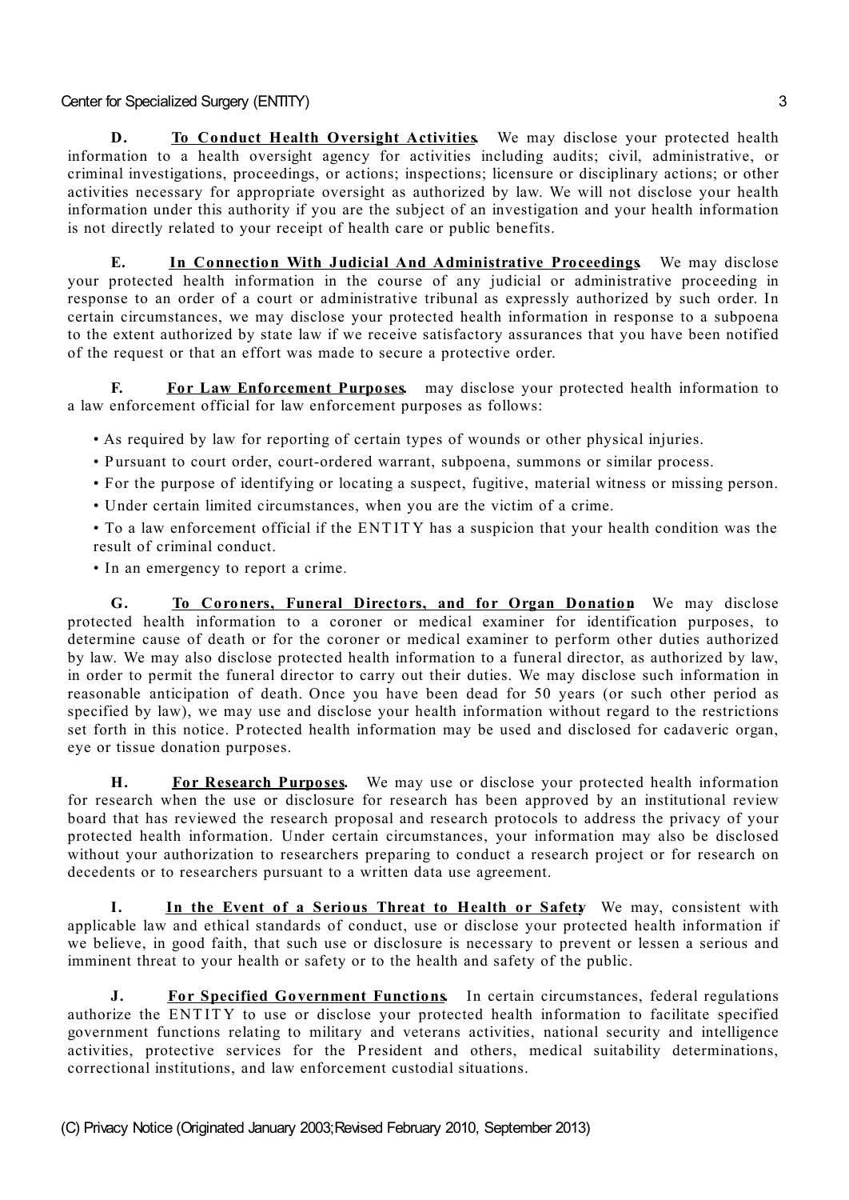**D. To Conduct Health Oversight Activities.** We may disclose your protected health information to a health oversight agency for activities including audits; civil, administrative, or criminal investigations, proceedings, or actions; inspections; licensure or disciplinary actions; or other activities necessary for appropriate oversight as authorized by law. We will not disclose your health information under this authority if you are the subject of an investigation and your health information is not directly related to your receipt of health care or public benefits.

**E. In Connection With Judicial And Administrative Proceedings.** We may disclose your protected health information in the course of any judicial or administrative proceeding in response to an order of a court or administrative tribunal as expressly authorized by such order. In certain circumstances, we may disclose your protected health information in response to a subpoena to the extent authorized by state law if we receive satisfactory assurances that you have been notified of the request or that an effort was made to secure a protective order.

**F. For Law Enforcement Purposes.** may disclose your protected health information to a law enforcement official for law enforcement purposes as follows:

- As required by law for reporting of certain types of wounds or other physical injuries.
- Pursuant to court order, court-ordered warrant, subpoena, summons or similar process.
- For the purpose of identifying or locating a suspect, fugitive, material witness or missing person.
- Under certain limited circumstances, when you are the victim of a crime.
- To a law enforcement official if the ENTITY has a suspicion that your health condition was the result of criminal conduct.
- In an emergency to report a crime.

**G. To Coroners, Funeral Directors, and for Organ Donation.** We may disclose protected health information to a coroner or medical examiner for identification purposes, to determine cause of death or for the coroner or medical examiner to perform other duties authorized by law. We may also disclose protected health information to a funeral director, as authorized by law, in order to permit the funeral director to carry out their duties. We may disclose such information in reasonable anticipation of death. Once you have been dead for 50 years (or such other period as specified by law), we may use and disclose your health information without regard to the restrictions set forth in this notice. Protected health information may be used and disclosed for cadaveric organ, eye or tissue donation purposes.

**H. For Research Purposes.** We may use or disclose your protected health information for research when the use or disclosure for research has been approved by an institutional review board that has reviewed the research proposal and research protocols to address the privacy of your protected health information. Under certain circumstances, your information may also be disclosed without your authorization to researchers preparing to conduct a research project or for research on decedents or to researchers pursuant to a written data use agreement.

**I. In the Event of a Serious Threat to Health or Safety.** We may, consistent with applicable law and ethical standards of conduct, use or disclose your protected health information if we believe, in good faith, that such use or disclosure is necessary to prevent or lessen a serious and imminent threat to your health or safety or to the health and safety of the public.

**J. For Specified Government Functions.** In certain circumstances, federal regulations authorize the ENTITY to use or disclose your protected health information to facilitate specified government functions relating to military and veterans activities, national security and intelligence activities, protective services for the President and others, medical suitability determinations, correctional institutions, and law enforcement custodial situations.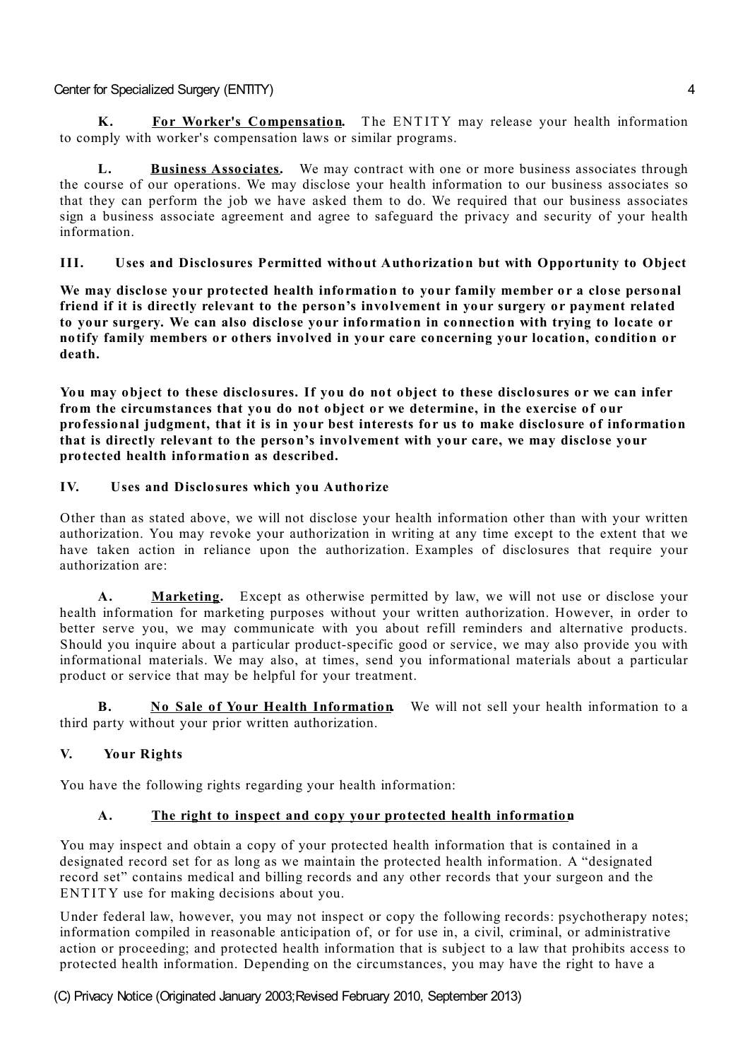**K. For Worker's Compensation.** The ENTITY may release your health information to comply with worker's compensation laws or similar programs.

**L. Business Associates.** We may contract with one or more business associates through the course of our operations. We may disclose your health information to our business associates so that they can perform the job we have asked them to do. We required that our business associates sign a business associate agreement and agree to safeguard the privacy and security of your health information.

## III. Uses and Disclosures Permitted without Authorization but with Opportunity to Object

**We may disclose your protected health information to your family member or a close personal friend if it is directly relevant to the person's involvement in your surgery or payment related to your surgery. We can also disclose your information in connection with trying to locate or notify family members or others involved in your care concerning your location, condition or death.**

**You may object to these disclosures. If you do not object to these disclosures or we can infer from the circumstances that you do not object or we determine, in the exercise of our professional judgment, that it is in your best interests for us to make disclosure of information that is directly relevant to the person's involvement with your care, we may disclose your protected health information as described.**

## IV. Uses and Disclosures which you Authorize

Other than as stated above, we will not disclose your health information other than with your written authorization. You may revoke your authorization in writing at any time except to the extent that we have taken action in reliance upon the authorization. Examples of disclosures that require your authorization are:

**A. Marketing.** Except as otherwise permitted by law, we will not use or disclose your health information for marketing purposes without your written authorization. However, in order to better serve you, we may communicate with you about refill reminders and alternative products. Should you inquire about a particular product-specific good or service, we may also provide you with informational materials. We may also, at times, send you informational materials about a particular product or service that may be helpful for your treatment.

**B. No Sale of Your Health Information.** We will not sell your health information to a third party without your prior written authorization.

## V. Your Rights

You have the following rights regarding your health information:

### A. The right to inspect and copy your protected health information

You may inspect and obtain a copy of your protected health information that is contained in a designated record set for as long as we maintain the protected health information. A "designated record set" contains medical and billing records and any other records that your surgeon and the ENTITY use for making decisions about you.

Under federal law, however, you may not inspect or copy the following records: psychotherapy notes; information compiled in reasonable anticipation of, or for use in, a civil, criminal, or administrative action or proceeding; and protected health information that is subject to a law that prohibits access to protected health information. Depending on the circumstances, you may have the right to have a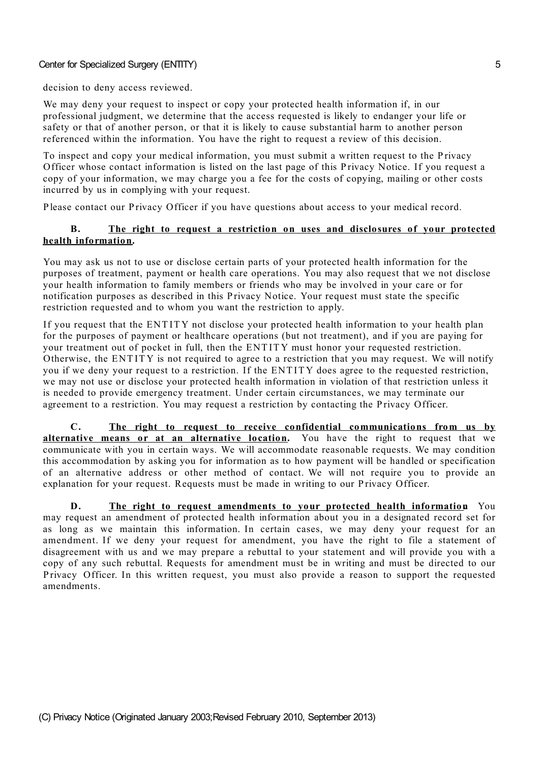decision to deny access reviewed.

We may deny your request to inspect or copy your protected health information if, in our professional judgment, we determine that the access requested is likely to endanger your life or safety or that of another person, or that it is likely to cause substantial harm to another person referenced within the information. You have the right to request a review of this decision.

To inspect and copy your medical information, you must submit a written request to the Privacy Officer whose contact information is listed on the last page of this Privacy Notice. If you request a copy of your information, we may charge you a fee for the costs of copying, mailing or other costs incurred by us in complying with your request.

Please contact our Privacy Officer if you have questions about access to your medical record.

**B. The right to request a restriction on uses and disclosures of your protected health information.**

You may ask us not to use or disclose certain parts of your protected health information for the purposes of treatment, payment or health care operations. You may also request that we not disclose your health information to family members or friends who may be involved in your care or for notification purposes as described in this Privacy Notice. Your request must state the specific restriction requested and to whom you want the restriction to apply.

If you request that the ENTITY not disclose your protected health information to your health plan for the purposes of payment or healthcare operations (but not treatment), and if you are paying for your treatment out of pocket in full, then the ENTITY must honor your requested restriction. Otherwise, the ENTITY is not required to agree to a restriction that you may request. We will notify you if we deny your request to a restriction. If the ENTITY does agree to the requested restriction, we may not use or disclose your protected health information in violation of that restriction unless it is needed to provide emergency treatment. Under certain circumstances, we may terminate our agreement to a restriction. You may request a restriction by contacting the Privacy Officer.

**C. The right to request to receive confidential communications from us by alternative means or at an alternative location.** You have the right to request that we communicate with you in certain ways. We will accommodate reasonable requests. We may condition this accommodation by asking you for information as to how payment will be handled or specification of an alternative address or other method of contact. We will not require you to provide an explanation for your request. Requests must be made in writing to our Privacy Officer.

**D. The right to request amendments to your protected health information.** You may request an amendment of protected health information about you in a designated record set for as long as we maintain this information. In certain cases, we may deny your request for an amendment. If we deny your request for amendment, you have the right to file a statement of disagreement with us and we may prepare a rebuttal to your statement and will provide you with a copy of any such rebuttal. Requests for amendment must be in writing and must be directed to our Privacy Officer. In this written request, you must also provide a reason to support the requested amendments.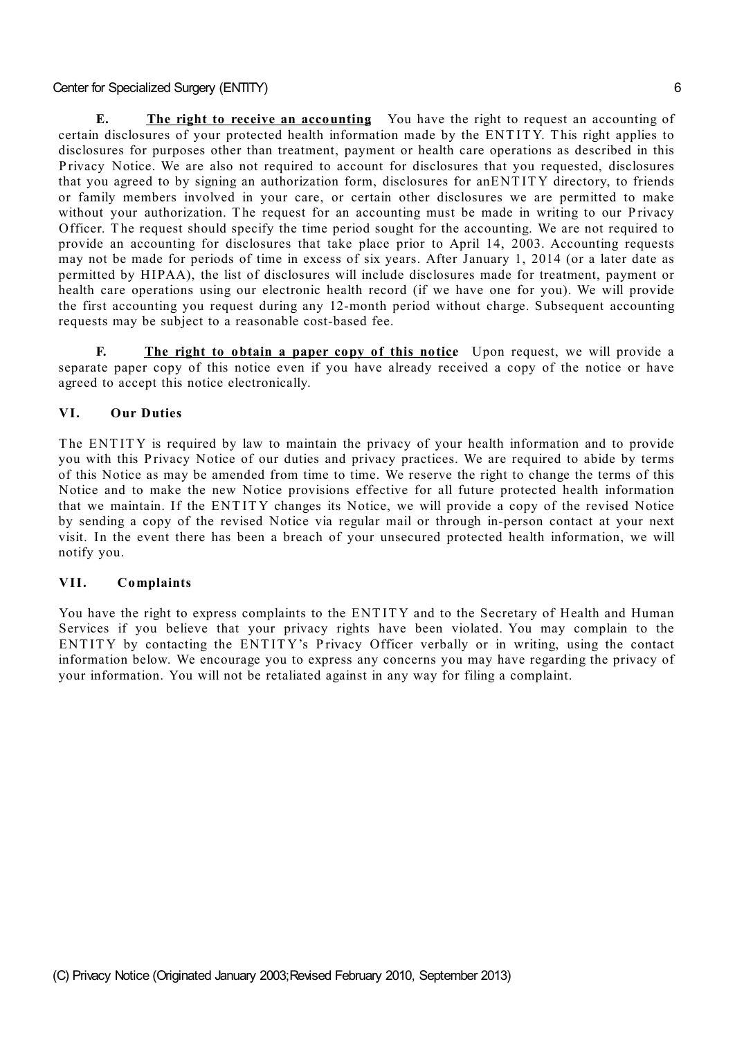**E. <u>The right to receive an accounting</u>** You have the right to request an accounting of certain disclosures of your protected health information made by the ENTITY. This right applies to disclosures for purposes other than treatment, payment or health care operations as described in this Privacy Notice. We are also not required to account for disclosures that you requested, disclosures that you agreed to by signing an authorization form, disclosures for anENTITY directory, to friends or family members involved in your care, or certain other disclosures we are permitted to make without your authorization. The request for an accounting must be made in writing to our Privacy Officer. The request should specify the time period sought for the accounting. We are not required to provide an accounting for disclosures that take place prior to April 14, 2003. Accounting requests may not be made for periods of time in excess of six years. After January 1, 2014 (or a later date as permitted by HIPAA), the list of disclosures will include disclosures made for treatment, payment or health care operations using our electronic health record (if we have one for you). We will provide the first accounting you request during any 12-month period without charge. Subsequent accounting requests may be subject to a reasonable cost-based fee.

**F. <u>The right to obtain a paper copy of this notice</u>** Upon request, we will provide a separate paper copy of this notice even if you have already received a copy of the notice or have agreed to accept this notice electronically.

## VI. Our Duties

The ENTITY is required by law to maintain the privacy of your health information and to provide you with this Privacy Notice of our duties and privacy practices. We are required to abide by terms of this Notice as may be amended from time to time. We reserve the right to change the terms of this Notice and to make the new Notice provisions effective for all future protected health information that we maintain. If the ENTITY changes its Notice, we will provide a copy of the revised Notice by sending a copy of the revised Notice via regular mail or through in-person contact at your next visit. In the event there has been a breach of your unsecured protected health information, we will notify you.

## VII. Complaints

You have the right to express complaints to the ENTITY and to the Secretary of Health and Human Services if you believe that your privacy rights have been violated. You may complain to the ENTITY by contacting the ENTITY's Privacy Officer verbally or in writing, using the contact information below. We encourage you to express any concerns you may have regarding the privacy of your information. You will not be retaliated against in any way for filing a complaint.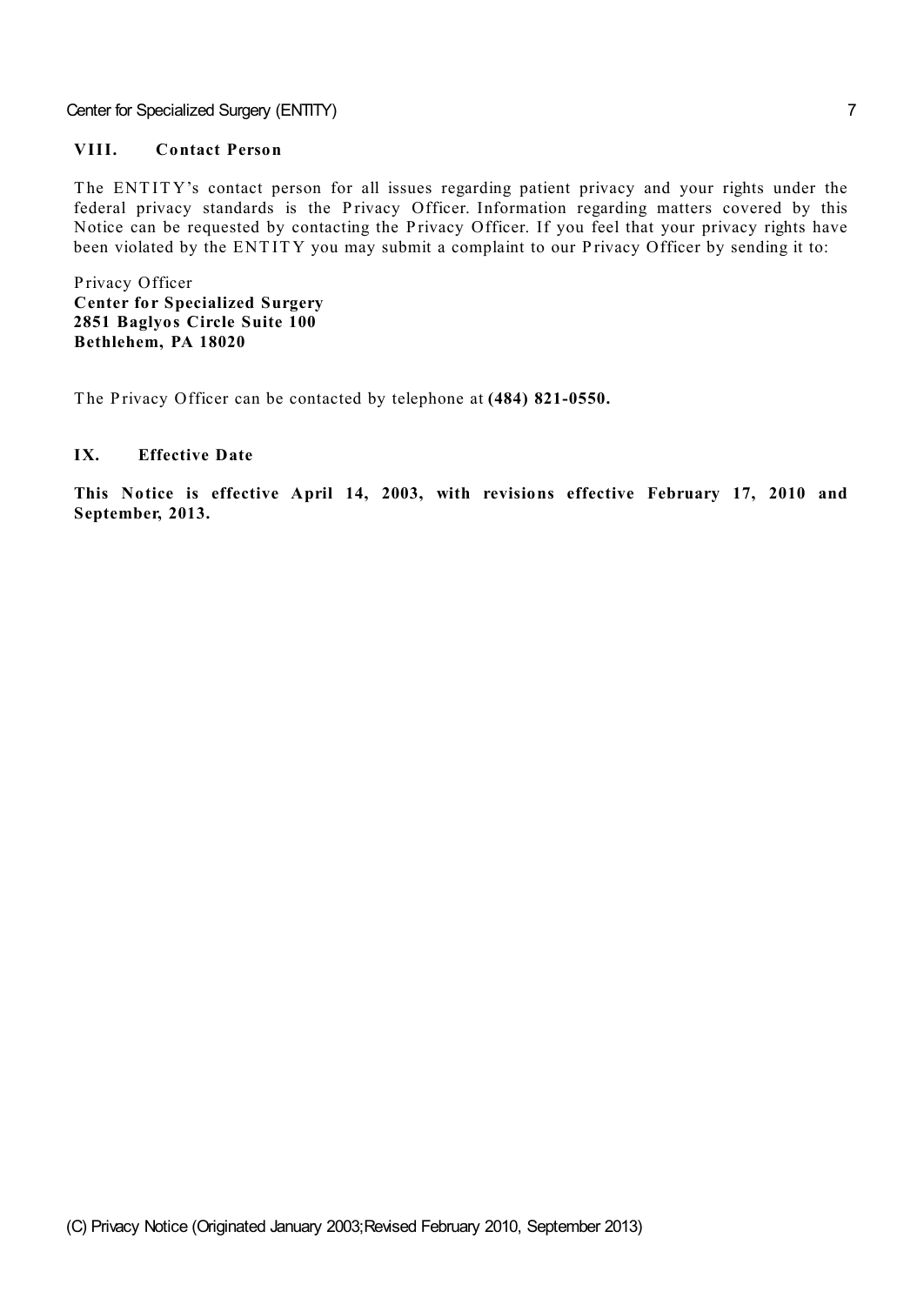## VIII. Contact Person

The ENTITY's contact person for all issues regarding patient privacy and your rights under the federal privacy standards is the Privacy Officer. Information regarding matters covered by this Notice can be requested by contacting the Privacy Officer. If you feel that your privacy rights have been violated by the ENTITY you may submit a complaint to our Privacy Officer by sending it to:

Privacy Officer
**Center for Specialized Surgery**
**2851 Baglyos Circle Suite 100**
**Bethlehem, PA 18020**

The Privacy Officer can be contacted by telephone at **(484) 821-0550.**

## IX. Effective Date

**This Notice is effective April 14, 2003, with revisions effective February 17, 2010 and September, 2013.**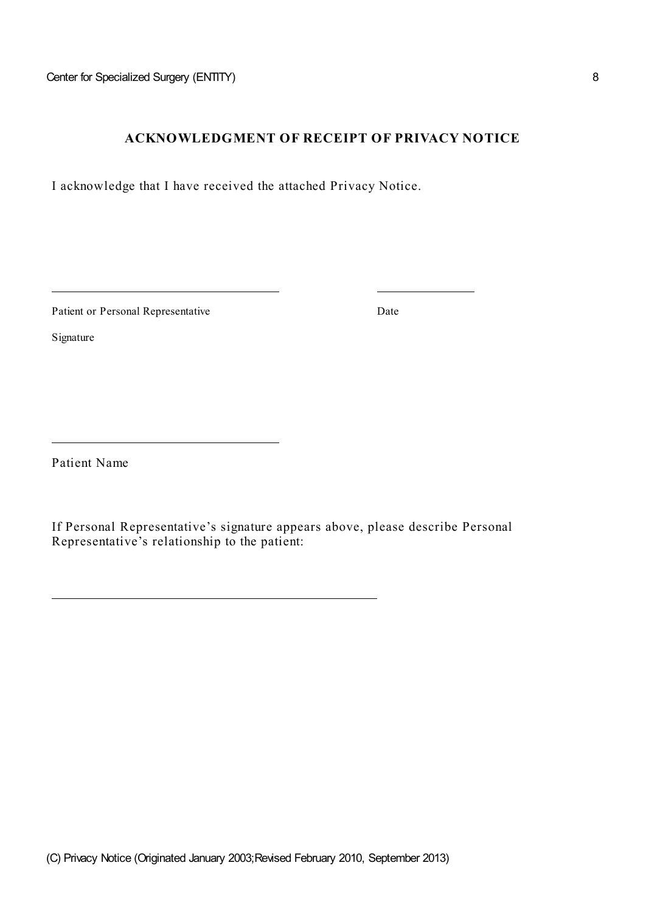## ACKNOWLEDGMENT OF RECEIPT OF PRIVACY NOTICE

I acknowledge that I have received the attached Privacy Notice.

\_\_\_\_\_\_\_\_\_\_\_\_\_\_\_\_\_\_\_\_\_\_\_\_\_\_\_\_\_\_\_\_\_\_\_\_ \_\_\_\_\_\_\_\_\_\_\_\_\_\_\_\_

Patient or Personal Representative Signature Date

\_\_\_\_\_\_\_\_\_\_\_\_\_\_\_\_\_\_\_\_\_\_\_\_\_\_\_\_\_\_\_\_\_\_\_\_

Patient Name

If Personal Representative's signature appears above, please describe Personal Representative's relationship to the patient:

\_\_\_\_\_\_\_\_\_\_\_\_\_\_\_\_\_\_\_\_\_\_\_\_\_\_\_\_\_\_\_\_\_\_\_\_\_\_\_\_\_\_\_\_\_\_\_\_\_\_